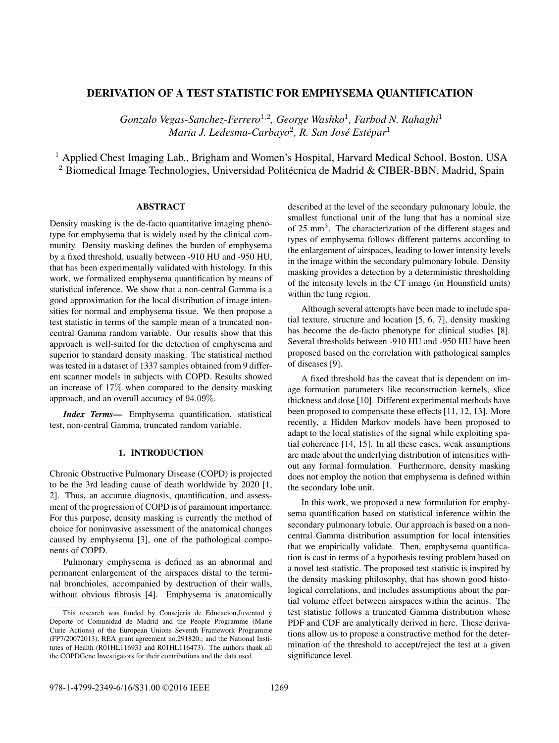# DERIVATION OF A TEST STATISTIC FOR EMPHYSEMA QUANTIFICATION

*Gonzalo Vegas-Sanchez-Ferrero*[1,2]*, George Washko*[1]*, Farbod N. Rahaghi*[1]
*Maria J. Ledesma-Carbayo*[2]*, R. San José Estépar*[1]

[1] Applied Chest Imaging Lab., Brigham and Women's Hospital, Harvard Medical School, Boston, USA
[2] Biomedical Image Technologies, Universidad Politécnica de Madrid & CIBER-BBN, Madrid, Spain

## ABSTRACT

Density masking is the de-facto quantitative imaging phenotype for emphysema that is widely used by the clinical community. Density masking defines the burden of emphysema by a fixed threshold, usually between -910 HU and -950 HU, that has been experimentally validated with histology. In this work, we formalized emphysema quantification by means of statistical inference. We show that a non-central Gamma is a good approximation for the local distribution of image intensities for normal and emphysema tissue. We then propose a test statistic in terms of the sample mean of a truncated non-central Gamma random variable. Our results show that this approach is well-suited for the detection of emphysema and superior to standard density masking. The statistical method was tested in a dataset of 1337 samples obtained from 9 different scanner models in subjects with COPD. Results showed an increase of 17% when compared to the density masking approach, and an overall accuracy of 94.09%.

***Index Terms***— Emphysema quantification, statistical test, non-central Gamma, truncated random variable.

## 1. INTRODUCTION

Chronic Obstructive Pulmonary Disease (COPD) is projected to be the 3rd leading cause of death worldwide by 2020 [1, 2]. Thus, an accurate diagnosis, quantification, and assessment of the progression of COPD is of paramount importance. For this purpose, density masking is currently the method of choice for noninvasive assessment of the anatomical changes caused by emphysema [3], one of the pathological components of COPD.

Pulmonary emphysema is defined as an abnormal and permanent enlargement of the airspaces distal to the terminal bronchioles, accompanied by destruction of their walls, without obvious fibrosis [4]. Emphysema is anatomically described at the level of the secondary pulmonary lobule, the smallest functional unit of the lung that has a nominal size of 25 mm$^3$. The characterization of the different stages and types of emphysema follows different patterns according to the enlargement of airspaces, leading to lower intensity levels in the image within the secondary pulmonary lobule. Density masking provides a detection by a deterministic thresholding of the intensity levels in the CT image (in Hounsfield units) within the lung region.

Although several attempts have been made to include spatial texture, structure and location [5, 6, 7], density masking has become the de-facto phenotype for clinical studies [8]. Several thresholds between -910 HU and -950 HU have been proposed based on the correlation with pathological samples of diseases [9].

A fixed threshold has the caveat that is dependent on image formation parameters like reconstruction kernels, slice thickness and dose [10]. Different experimental methods have been proposed to compensate these effects [11, 12, 13]. More recently, a Hidden Markov models have been proposed to adapt to the local statistics of the signal while exploiting spatial coherence [14, 15]. In all these cases, weak assumptions are made about the underlying distribution of intensities without any formal formulation. Furthermore, density masking does not employ the notion that emphysema is defined within the secondary lobe unit.

In this work, we proposed a new formulation for emphysema quantification based on statistical inference within the secondary pulmonary lobule. Our approach is based on a non-central Gamma distribution assumption for local intensities that we empirically validate. Then, emphysema quantification is cast in terms of a hypothesis testing problem based on a novel test statistic. The proposed test statistic is inspired by the density masking philosophy, that has shown good histological correlations, and includes assumptions about the partial volume effect between airspaces within the acinus. The test statistic follows a truncated Gamma distribution whose PDF and CDF are analytically derived in here. These derivations allow us to propose a constructive method for the determination of the threshold to accept/reject the test at a given significance level.

This research was funded by Consejeria de Educacion,Juventud y Deporte of Comunidad de Madrid and the People Programme (Marie Curie Actions) of the European Unions Seventh Framework Programme (FP7/20072013), REA grant agreement no.291820.; and the National Institutes of Health (R01HL116931 and R01HL116473). The authors thank all the COPDGene Investigators for their contributions and the data used.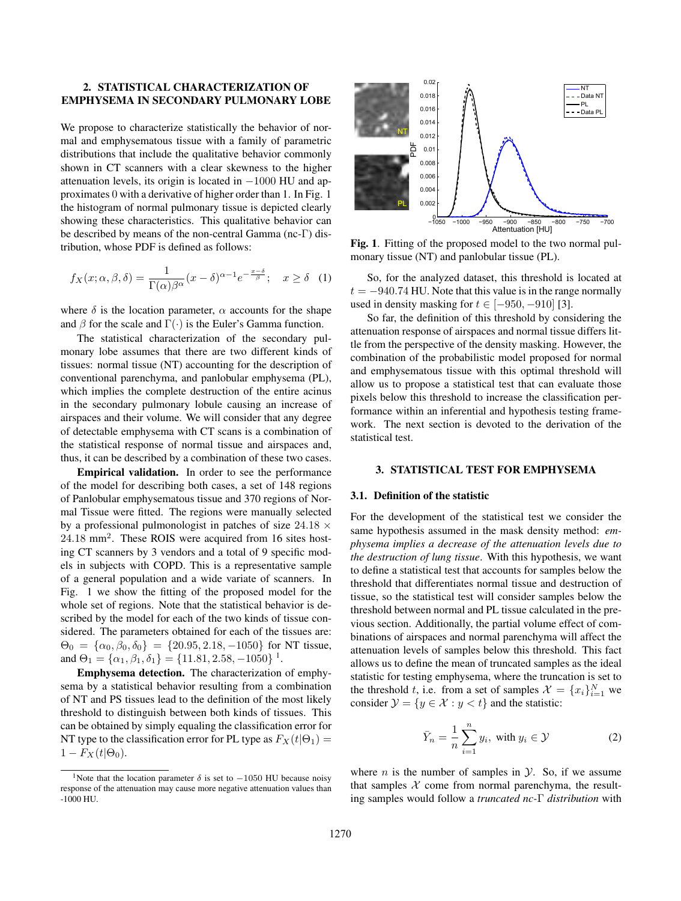## 2. STATISTICAL CHARACTERIZATION OF EMPHYSEMA IN SECONDARY PULMONARY LOBE

We propose to characterize statistically the behavior of normal and emphysematous tissue with a family of parametric distributions that include the qualitative behavior commonly shown in CT scanners with a clear skewness to the higher attenuation levels, its origin is located in $-1000$ HU and approximates 0 with a derivative of higher order than 1. In Fig. 1 the histogram of normal pulmonary tissue is depicted clearly showing these characteristics. This qualitative behavior can be described by means of the non-central Gamma (nc-$\Gamma$) distribution, whose PDF is defined as follows:

$$f_X(x; \alpha, \beta, \delta) = \frac{1}{\Gamma(\alpha)\beta^{\alpha}}(x-\delta)^{\alpha-1}e^{-\frac{x-\delta}{\beta}}; \quad x \geq \delta \quad (1)$$

where $\delta$ is the location parameter, $\alpha$ accounts for the shape and $\beta$ for the scale and $\Gamma(\cdot)$ is the Euler's Gamma function.

The statistical characterization of the secondary pulmonary lobe assumes that there are two different kinds of tissues: normal tissue (NT) accounting for the description of conventional parenchyma, and panlobular emphysema (PL), which implies the complete destruction of the entire acinus in the secondary pulmonary lobule causing an increase of airspaces and their volume. We will consider that any degree of detectable emphysema with CT scans is a combination of the statistical response of normal tissue and airspaces and, thus, it can be described by a combination of these two cases.

**Empirical validation.** In order to see the performance of the model for describing both cases, a set of 148 regions of Panlobular emphysematous tissue and 370 regions of Normal Tissue were fitted. The regions were manually selected by a professional pulmonologist in patches of size $24.18 \times 24.18$ mm$^2$. These ROIS were acquired from 16 sites hosting CT scanners by 3 vendors and a total of 9 specific models in subjects with COPD. This is a representative sample of a general population and a wide variate of scanners. In Fig. 1 we show the fitting of the proposed model for the whole set of regions. Note that the statistical behavior is described by the model for each of the two kinds of tissue considered. The parameters obtained for each of the tissues are: $\Theta_0 = \{\alpha_0, \beta_0, \delta_0\} = \{20.95, 2.18, -1050\}$ for NT tissue, and $\Theta_1 = \{\alpha_1, \beta_1, \delta_1\} = \{11.81, 2.58, -1050\}$ [1].

**Emphysema detection.** The characterization of emphysema by a statistical behavior resulting from a combination of NT and PS tissues lead to the definition of the most likely threshold to distinguish between both kinds of tissues. This can be obtained by simply equaling the classification error for NT type to the classification error for PL type as $F_X(t|\Theta_1) = 1 - F_X(t|\Theta_0)$.

[1] Note that the location parameter $\delta$ is set to $-1050$ HU because noisy response of the attenuation may cause more negative attenuation values than -1000 HU.

**Fig. 1**. Fitting of the proposed model to the two normal pulmonary tissue (NT) and panlobular tissue (PL).

So, for the analyzed dataset, this threshold is located at $t = -940.74$ HU. Note that this value is in the range normally used in density masking for $t \in [-950, -910]$ [3].

So far, the definition of this threshold by considering the attenuation response of airspaces and normal tissue differs little from the perspective of the density masking. However, the combination of the probabilistic model proposed for normal and emphysematous tissue with this optimal threshold will allow us to propose a statistical test that can evaluate those pixels below this threshold to increase the classification performance within an inferential and hypothesis testing framework. The next section is devoted to the derivation of the statistical test.

## 3. STATISTICAL TEST FOR EMPHYSEMA

### 3.1. Definition of the statistic

For the development of the statistical test we consider the same hypothesis assumed in the mask density method: *emphysema implies a decrease of the attenuation levels due to the destruction of lung tissue*. With this hypothesis, we want to define a statistical test that accounts for samples below the threshold that differentiates normal tissue and destruction of tissue, so the statistical test will consider samples below the threshold between normal and PL tissue calculated in the previous section. Additionally, the partial volume effect of combinations of airspaces and normal parenchyma will affect the attenuation levels of samples below this threshold. This fact allows us to define the mean of truncated samples as the ideal statistic for testing emphysema, where the truncation is set to the threshold $t$, i.e. from a set of samples $\mathcal{X} = \{x_i\}_{i=1}^{N}$ we consider $\mathcal{Y} = \{y \in \mathcal{X} : y < t\}$ and the statistic:

$$\bar{Y}_n = \frac{1}{n}\sum_{i=1}^{n} y_i, \text{ with } y_i \in \mathcal{Y} \quad (2)$$

where $n$ is the number of samples in $\mathcal{Y}$. So, if we assume that samples $\mathcal{X}$ come from normal parenchyma, the resulting samples would follow a *truncated nc-$\Gamma$ distribution* with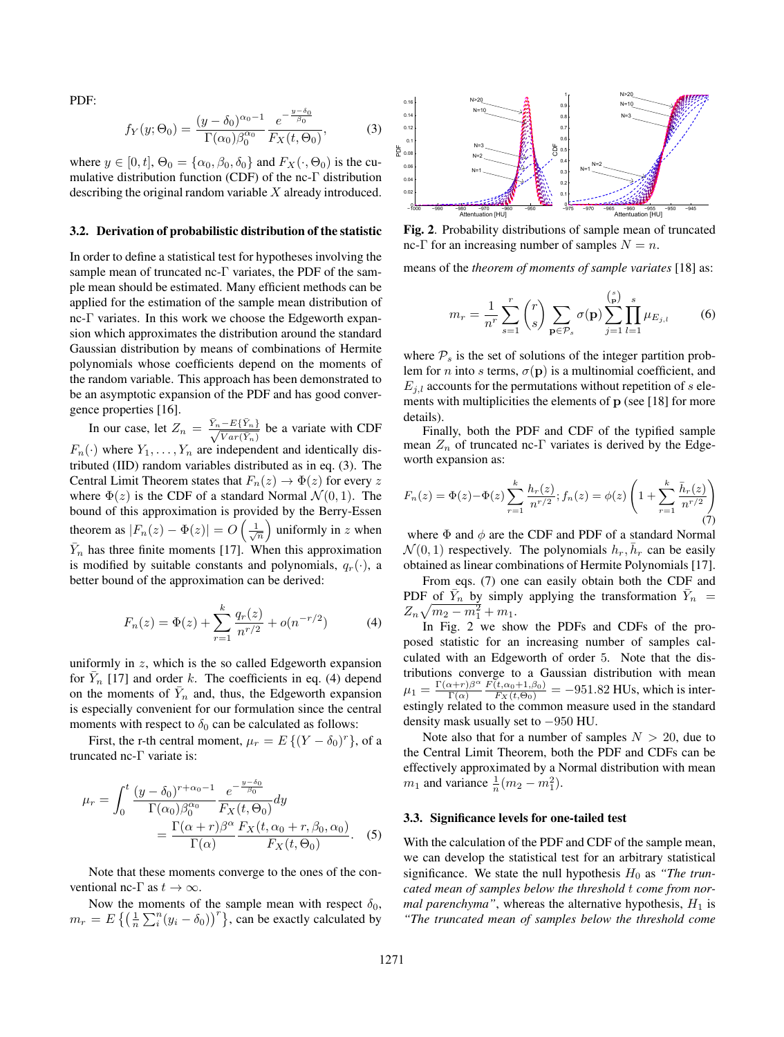PDF:

$$f_Y(y;\Theta_0) = \frac{(y-\delta_0)^{\alpha_0-1}}{\Gamma(\alpha_0)\beta_0^{\alpha_0}} \frac{e^{-\frac{y-\delta_0}{\beta_0}}}{F_X(t,\Theta_0)}, \tag{3}$$

where $y \in [0,t]$, $\Theta_0 = \{\alpha_0, \beta_0, \delta_0\}$ and $F_X(\cdot, \Theta_0)$ is the cumulative distribution function (CDF) of the nc-$\Gamma$ distribution describing the original random variable $X$ already introduced.

### 3.2. Derivation of probabilistic distribution of the statistic

In order to define a statistical test for hypotheses involving the sample mean of truncated nc-$\Gamma$ variates, the PDF of the sample mean should be estimated. Many efficient methods can be applied for the estimation of the sample mean distribution of nc-$\Gamma$ variates. In this work we choose the Edgeworth expansion which approximates the distribution around the standard Gaussian distribution by means of combinations of Hermite polynomials whose coefficients depend on the moments of the random variable. This approach has been demonstrated to be an asymptotic expansion of the PDF and has good convergence properties [16].

In our case, let $Z_n = \frac{\bar{Y}_n - E\{\bar{Y}_n\}}{\sqrt{Var(\bar{Y}_n)}}$ be a variate with CDF $F_n(\cdot)$ where $Y_1, \ldots, Y_n$ are independent and identically distributed (IID) random variables distributed as in eq. (3). The Central Limit Theorem states that $F_n(z) \to \Phi(z)$ for every $z$ where $\Phi(z)$ is the CDF of a standard Normal $\mathcal{N}(0,1)$. The bound of this approximation is provided by the Berry-Essen theorem as $|F_n(z) - \Phi(z)| = O\left(\frac{1}{\sqrt{n}}\right)$ uniformly in $z$ when $\bar{Y}_n$ has three finite moments [17]. When this approximation is modified by suitable constants and polynomials, $q_r(\cdot)$, a better bound of the approximation can be derived:

$$F_n(z) = \Phi(z) + \sum_{r=1}^{k} \frac{q_r(z)}{n^{r/2}} + o(n^{-r/2}) \tag{4}$$

uniformly in $z$, which is the so called Edgeworth expansion for $\bar{Y}_n$ [17] and order $k$. The coefficients in eq. (4) depend on the moments of $\bar{Y}_n$ and, thus, the Edgeworth expansion is especially convenient for our formulation since the central moments with respect to $\delta_0$ can be calculated as follows:

First, the r-th central moment, $\mu_r = E\{(Y-\delta_0)^r\}$, of a truncated nc-$\Gamma$ variate is:

$$\begin{aligned}\mu_r &= \int_0^t \frac{(y-\delta_0)^{r+\alpha_0-1}}{\Gamma(\alpha_0)\beta_0^{\alpha_0}} \frac{e^{-\frac{y-\delta_0}{\beta_0}}}{F_X(t,\Theta_0)} dy \\ &= \frac{\Gamma(\alpha+r)\beta^{\alpha}}{\Gamma(\alpha)} \frac{F_X(t,\alpha_0+r,\beta_0,\alpha_0)}{F_X(t,\Theta_0)}.\end{aligned} \tag{5}$$

Note that these moments converge to the ones of the conventional nc-$\Gamma$ as $t \to \infty$.

Now the moments of the sample mean with respect $\delta_0$, $m_r = E\left\{\left(\frac{1}{n}\sum_i^n (y_i - \delta_0)\right)^r\right\}$, can be exactly calculated by means of the *theorem of moments of sample variates* [18] as:

$$m_r = \frac{1}{n^r} \sum_{s=1}^{r} \binom{r}{s} \sum_{\mathbf{p}\in\mathcal{P}_s} \sigma(\mathbf{p}) \sum_{j=1}^{\binom{s}{\mathbf{p}}} \prod_{l=1}^{s} \mu_{E_{j,l}} \tag{6}$$

where $\mathcal{P}_s$ is the set of solutions of the integer partition problem for $n$ into $s$ terms, $\sigma(\mathbf{p})$ is a multinomial coefficient, and $E_{j,l}$ accounts for the permutations without repetition of $s$ elements with multiplicities the elements of $\mathbf{p}$ (see [18] for more details).

Finally, both the PDF and CDF of the typified sample mean $Z_n$ of truncated nc-$\Gamma$ variates is derived by the Edgeworth expansion as:

$$F_n(z) = \Phi(z) - \Phi(z)\sum_{r=1}^{k}\frac{h_r(z)}{n^{r/2}}; f_n(z) = \phi(z)\left(1 + \sum_{r=1}^{k}\frac{\bar{h}_r(z)}{n^{r/2}}\right) \tag{7}$$

where $\Phi$ and $\phi$ are the CDF and PDF of a standard Normal $\mathcal{N}(0,1)$ respectively. The polynomials $h_r, \bar{h}_r$ can be easily obtained as linear combinations of Hermite Polynomials [17].

From eqs. (7) one can easily obtain both the CDF and PDF of $\bar{Y}_n$ by simply applying the transformation $\bar{Y}_n = Z_n\sqrt{m_2 - m_1^2} + m_1$.

In Fig. 2 we show the PDFs and CDFs of the proposed statistic for an increasing number of samples calculated with an Edgeworth of order 5. Note that the distributions converge to a Gaussian distribution with mean $\mu_1 = \frac{\Gamma(\alpha+r)\beta^{\alpha}}{\Gamma(\alpha)} \frac{F(t,\alpha_0+1,\beta_0)}{F_X(t,\Theta_0)} = -951.82$ HUs, which is interestingly related to the common measure used in the standard density mask usually set to $-950$ HU.

Note also that for a number of samples $N > 20$, due to the Central Limit Theorem, both the PDF and CDFs can be effectively approximated by a Normal distribution with mean $m_1$ and variance $\frac{1}{n}(m_2 - m_1^2)$.

**Fig. 2**. Probability distributions of sample mean of truncated nc-$\Gamma$ for an increasing number of samples $N = n$.

### 3.3. Significance levels for one-tailed test

With the calculation of the PDF and CDF of the sample mean, we can develop the statistical test for an arbitrary statistical significance. We state the null hypothesis $H_0$ as *"The truncated mean of samples below the threshold $t$ come from normal parenchyma"*, whereas the alternative hypothesis, $H_1$ is *"The truncated mean of samples below the threshold come*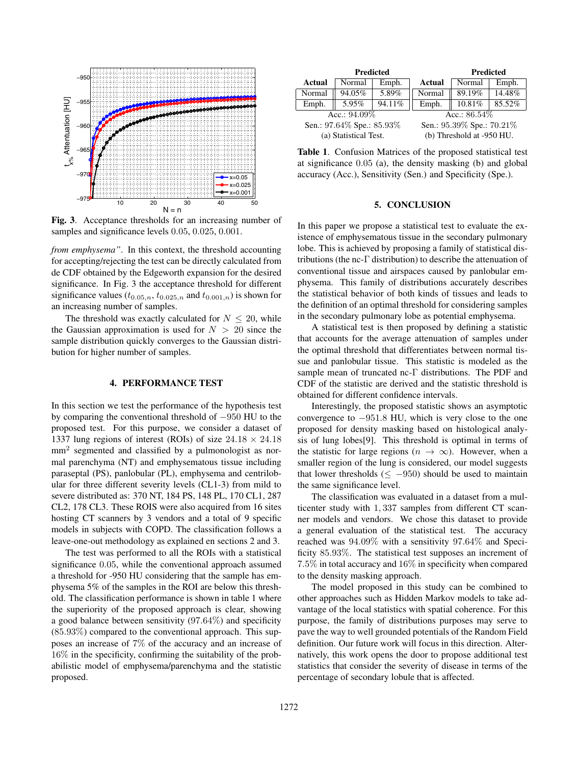Fig. 3. Acceptance thresholds for an increasing number of samples and significance levels 0.05, 0.025, 0.001.

*from emphysema"*. In this context, the threshold accounting for accepting/rejecting the test can be directly calculated from de CDF obtained by the Edgeworth expansion for the desired significance. In Fig. 3 the acceptance threshold for different significance values ($t_{0.05,n}$, $t_{0.025,n}$ and $t_{0.001,n}$) is shown for an increasing number of samples.

The threshold was exactly calculated for $N \leq 20$, while the Gaussian approximation is used for $N > 20$ since the sample distribution quickly converges to the Gaussian distribution for higher number of samples.

## 4. PERFORMANCE TEST

In this section we test the performance of the hypothesis test by comparing the conventional threshold of $-950$ HU to the proposed test. For this purpose, we consider a dataset of 1337 lung regions of interest (ROIs) of size $24.18 \times 24.18$ mm$^2$ segmented and classified by a pulmonologist as normal parenchyma (NT) and emphysematous tissue including paraseptal (PS), panlobular (PL), emphysema and centrilobular for three different severity levels (CL1-3) from mild to severe distributed as: 370 NT, 184 PS, 148 PL, 170 CL1, 287 CL2, 178 CL3. These ROIS were also acquired from 16 sites hosting CT scanners by 3 vendors and a total of 9 specific models in subjects with COPD. The classification follows a leave-one-out methodology as explained en sections 2 and 3.

The test was performed to all the ROIs with a statistical significance 0.05, while the conventional approach assumed a threshold for -950 HU considering that the sample has emphysema 5% of the samples in the ROI are below this threshold. The classification performance is shown in table 1 where the superiority of the proposed approach is clear, showing a good balance between sensitivity (97.64%) and specificity (85.93%) compared to the conventional approach. This supposes an increase of 7% of the accuracy and an increase of 16% in the specificity, confirming the suitability of the probabilistic model of emphysema/parenchyma and the statistic proposed.

| Actual | Predicted: Normal | Predicted: Emph. |
|---|---|---|
| Normal | 94.05% | 5.89% |
| Emph. | 5.95% | 94.11% |

Acc.: 94.09%
Sen.: 97.64% Spe.: 85.93%
(a) Statistical Test.

| Actual | Predicted: Normal | Predicted: Emph. |
|---|---|---|
| Normal | 89.19% | 14.48% |
| Emph. | 10.81% | 85.52% |

Acc.: 86.54%
Sen.: 95.39% Spe.: 70.21%
(b) Threshold at -950 HU.

**Table 1**. Confusion Matrices of the proposed statistical test at significance 0.05 (a), the density masking (b) and global accuracy (Acc.), Sensitivity (Sen.) and Specificity (Spe.).

## 5. CONCLUSION

In this paper we propose a statistical test to evaluate the existence of emphysematous tissue in the secondary pulmonary lobe. This is achieved by proposing a family of statistical distributions (the nc-$\Gamma$ distribution) to describe the attenuation of conventional tissue and airspaces caused by panlobular emphysema. This family of distributions accurately describes the statistical behavior of both kinds of tissues and leads to the definition of an optimal threshold for considering samples in the secondary pulmonary lobe as potential emphysema.

A statistical test is then proposed by defining a statistic that accounts for the average attenuation of samples under the optimal threshold that differentiates between normal tissue and panlobular tissue. This statistic is modeled as the sample mean of truncated nc-$\Gamma$ distributions. The PDF and CDF of the statistic are derived and the statistic threshold is obtained for different confidence intervals.

Interestingly, the proposed statistic shows an asymptotic convergence to $-951.8$ HU, which is very close to the one proposed for density masking based on histological analysis of lung lobes[9]. This threshold is optimal in terms of the statistic for large regions ($n \to \infty$). However, when a smaller region of the lung is considered, our model suggests that lower thresholds ($\leq -950$) should be used to maintain the same significance level.

The classification was evaluated in a dataset from a multicenter study with $1,337$ samples from different CT scanner models and vendors. We chose this dataset to provide a general evaluation of the statistical test. The accuracy reached was 94.09% with a sensitivity 97.64% and Specificity 85.93%. The statistical test supposes an increment of 7.5% in total accuracy and 16% in specificity when compared to the density masking approach.

The model proposed in this study can be combined to other approaches such as Hidden Markov models to take advantage of the local statistics with spatial coherence. For this purpose, the family of distributions purposes may serve to pave the way to well grounded potentials of the Random Field definition. Our future work will focus in this direction. Alternatively, this work opens the door to propose additional test statistics that consider the severity of disease in terms of the percentage of secondary lobule that is affected.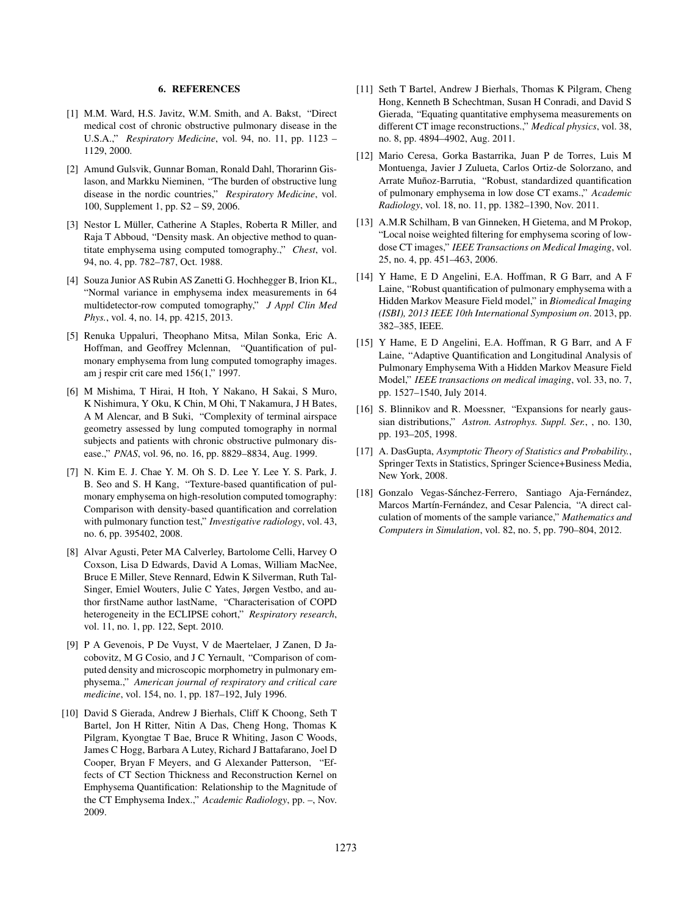## 6. REFERENCES

[1] M.M. Ward, H.S. Javitz, W.M. Smith, and A. Bakst, "Direct medical cost of chronic obstructive pulmonary disease in the U.S.A.," *Respiratory Medicine*, vol. 94, no. 11, pp. 1123 – 1129, 2000.

[2] Amund Gulsvik, Gunnar Boman, Ronald Dahl, Thorarinn Gislason, and Markku Nieminen, "The burden of obstructive lung disease in the nordic countries," *Respiratory Medicine*, vol. 100, Supplement 1, pp. S2 – S9, 2006.

[3] Nestor L Müller, Catherine A Staples, Roberta R Miller, and Raja T Abboud, "Density mask. An objective method to quantitate emphysema using computed tomography.," *Chest*, vol. 94, no. 4, pp. 782–787, Oct. 1988.

[4] Souza Junior AS Rubin AS Zanetti G. Hochhegger B, Irion KL, "Normal variance in emphysema index measurements in 64 multidetector-row computed tomography," *J Appl Clin Med Phys.*, vol. 4, no. 14, pp. 4215, 2013.

[5] Renuka Uppaluri, Theophano Mitsa, Milan Sonka, Eric A. Hoffman, and Geoffrey Mclennan, "Quantification of pulmonary emphysema from lung computed tomography images. am j respir crit care med 156(1," 1997.

[6] M Mishima, T Hirai, H Itoh, Y Nakano, H Sakai, S Muro, K Nishimura, Y Oku, K Chin, M Ohi, T Nakamura, J H Bates, A M Alencar, and B Suki, "Complexity of terminal airspace geometry assessed by lung computed tomography in normal subjects and patients with chronic obstructive pulmonary disease.," *PNAS*, vol. 96, no. 16, pp. 8829–8834, Aug. 1999.

[7] N. Kim E. J. Chae Y. M. Oh S. D. Lee Y. Lee Y. S. Park, J. B. Seo and S. H Kang, "Texture-based quantification of pulmonary emphysema on high-resolution computed tomography: Comparison with density-based quantification and correlation with pulmonary function test," *Investigative radiology*, vol. 43, no. 6, pp. 395402, 2008.

[8] Alvar Agusti, Peter MA Calverley, Bartolome Celli, Harvey O Coxson, Lisa D Edwards, David A Lomas, William MacNee, Bruce E Miller, Steve Rennard, Edwin K Silverman, Ruth Tal-Singer, Emiel Wouters, Julie C Yates, Jørgen Vestbo, and author firstName author lastName, "Characterisation of COPD heterogeneity in the ECLIPSE cohort," *Respiratory research*, vol. 11, no. 1, pp. 122, Sept. 2010.

[9] P A Gevenois, P De Vuyst, V de Maertelaer, J Zanen, D Jacobovitz, M G Cosio, and J C Yernault, "Comparison of computed density and microscopic morphometry in pulmonary emphysema.," *American journal of respiratory and critical care medicine*, vol. 154, no. 1, pp. 187–192, July 1996.

[10] David S Gierada, Andrew J Bierhals, Cliff K Choong, Seth T Bartel, Jon H Ritter, Nitin A Das, Cheng Hong, Thomas K Pilgram, Kyongtae T Bae, Bruce R Whiting, Jason C Woods, James C Hogg, Barbara A Lutey, Richard J Battafarano, Joel D Cooper, Bryan F Meyers, and G Alexander Patterson, "Effects of CT Section Thickness and Reconstruction Kernel on Emphysema Quantification: Relationship to the Magnitude of the CT Emphysema Index.," *Academic Radiology*, pp. –, Nov. 2009.

[11] Seth T Bartel, Andrew J Bierhals, Thomas K Pilgram, Cheng Hong, Kenneth B Schechtman, Susan H Conradi, and David S Gierada, "Equating quantitative emphysema measurements on different CT image reconstructions.," *Medical physics*, vol. 38, no. 8, pp. 4894–4902, Aug. 2011.

[12] Mario Ceresa, Gorka Bastarrika, Juan P de Torres, Luis M Montuenga, Javier J Zulueta, Carlos Ortiz-de Solorzano, and Arrate Muñoz-Barrutia, "Robust, standardized quantification of pulmonary emphysema in low dose CT exams.," *Academic Radiology*, vol. 18, no. 11, pp. 1382–1390, Nov. 2011.

[13] A.M.R Schilham, B van Ginneken, H Gietema, and M Prokop, "Local noise weighted filtering for emphysema scoring of low-dose CT images," *IEEE Transactions on Medical Imaging*, vol. 25, no. 4, pp. 451–463, 2006.

[14] Y Hame, E D Angelini, E.A. Hoffman, R G Barr, and A F Laine, "Robust quantification of pulmonary emphysema with a Hidden Markov Measure Field model," in *Biomedical Imaging (ISBI), 2013 IEEE 10th International Symposium on*. 2013, pp. 382–385, IEEE.

[15] Y Hame, E D Angelini, E.A. Hoffman, R G Barr, and A F Laine, "Adaptive Quantification and Longitudinal Analysis of Pulmonary Emphysema With a Hidden Markov Measure Field Model," *IEEE transactions on medical imaging*, vol. 33, no. 7, pp. 1527–1540, July 2014.

[16] S. Blinnikov and R. Moessner, "Expansions for nearly gaussian distributions," *Astron. Astrophys. Suppl. Ser.*, , no. 130, pp. 193–205, 1998.

[17] A. DasGupta, *Asymptotic Theory of Statistics and Probability.*, Springer Texts in Statistics, Springer Science+Business Media, New York, 2008.

[18] Gonzalo Vegas-Sánchez-Ferrero, Santiago Aja-Fernández, Marcos Martín-Fernández, and Cesar Palencia, "A direct calculation of moments of the sample variance," *Mathematics and Computers in Simulation*, vol. 82, no. 5, pp. 790–804, 2012.